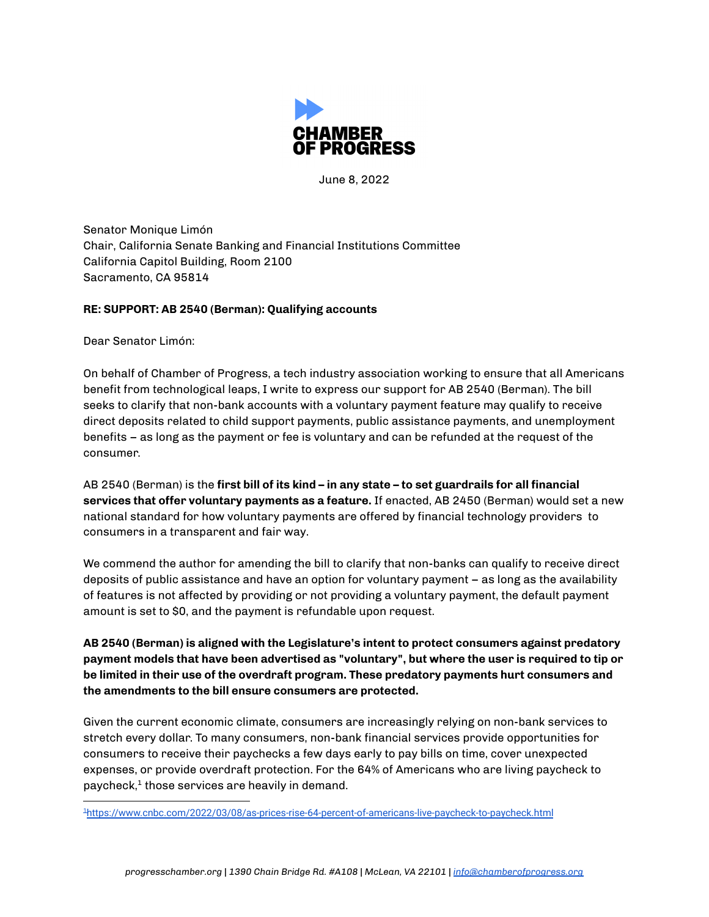CHAMBER
OF PROGRESS

June 8, 2022

Senator Monique Limón
Chair, California Senate Banking and Financial Institutions Committee
California Capitol Building, Room 2100
Sacramento, CA 95814

**RE: SUPPORT: AB 2540 (Berman): Qualifying accounts**

Dear Senator Limón:

On behalf of Chamber of Progress, a tech industry association working to ensure that all Americans benefit from technological leaps, I write to express our support for AB 2540 (Berman). The bill seeks to clarify that non-bank accounts with a voluntary payment feature may qualify to receive direct deposits related to child support payments, public assistance payments, and unemployment benefits – as long as the payment or fee is voluntary and can be refunded at the request of the consumer.

AB 2540 (Berman) is the **first bill of its kind – in any state – to set guardrails for all financial services that offer voluntary payments as a feature.** If enacted, AB 2450 (Berman) would set a new national standard for how voluntary payments are offered by financial technology providers to consumers in a transparent and fair way.

We commend the author for amending the bill to clarify that non-banks can qualify to receive direct deposits of public assistance and have an option for voluntary payment – as long as the availability of features is not affected by providing or not providing a voluntary payment, the default payment amount is set to $0, and the payment is refundable upon request.

**AB 2540 (Berman) is aligned with the Legislature's intent to protect consumers against predatory payment models that have been advertised as "voluntary", but where the user is required to tip or be limited in their use of the overdraft program. These predatory payments hurt consumers and the amendments to the bill ensure consumers are protected.**

Given the current economic climate, consumers are increasingly relying on non-bank services to stretch every dollar. To many consumers, non-bank financial services provide opportunities for consumers to receive their paychecks a few days early to pay bills on time, cover unexpected expenses, or provide overdraft protection. For the 64% of Americans who are living paycheck to paycheck,[1] those services are heavily in demand.

[1] https://www.cnbc.com/2022/03/08/as-prices-rise-64-percent-of-americans-live-paycheck-to-paycheck.html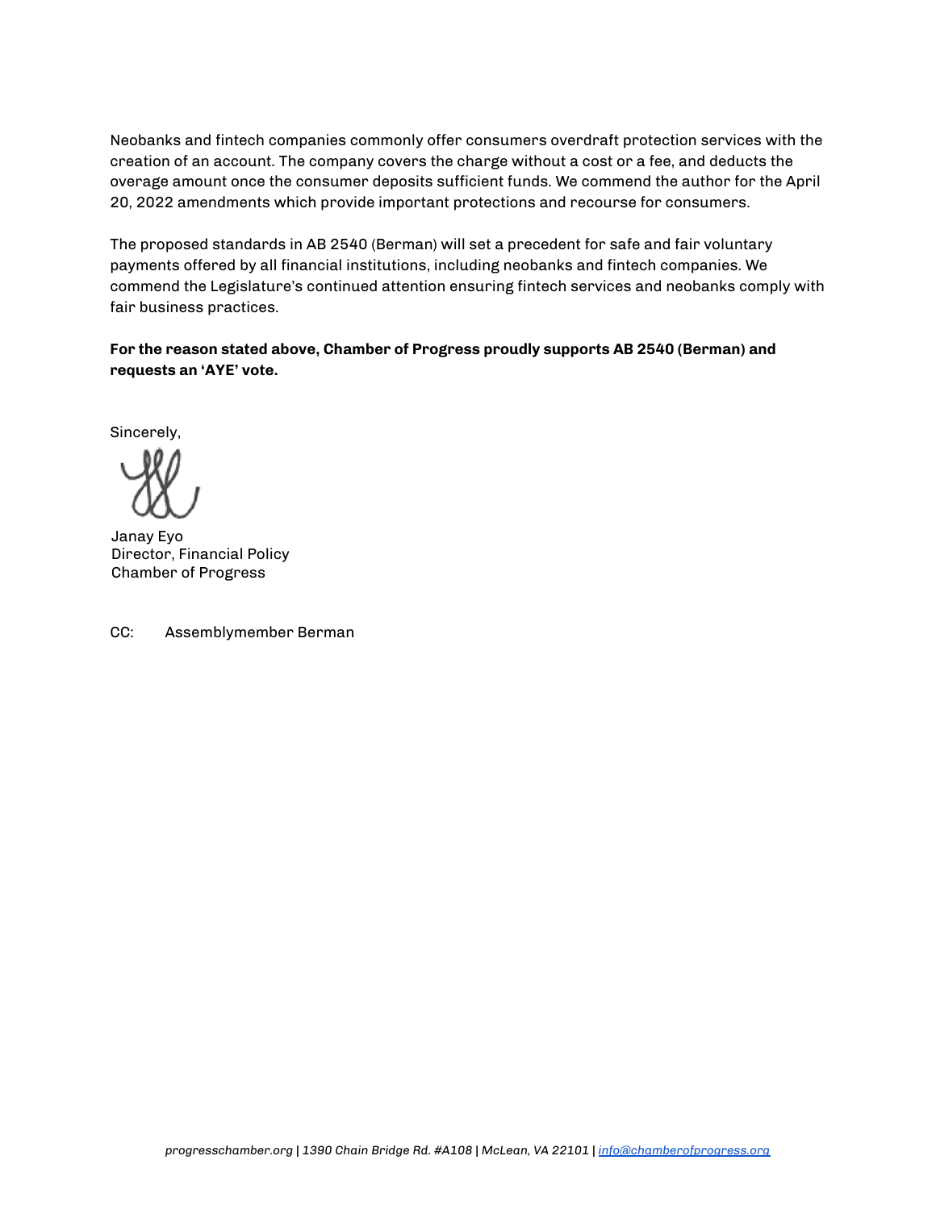Neobanks and fintech companies commonly offer consumers overdraft protection services with the creation of an account. The company covers the charge without a cost or a fee, and deducts the overage amount once the consumer deposits sufficient funds. We commend the author for the April 20, 2022 amendments which provide important protections and recourse for consumers.

The proposed standards in AB 2540 (Berman) will set a precedent for safe and fair voluntary payments offered by all financial institutions, including neobanks and fintech companies. We commend the Legislature's continued attention ensuring fintech services and neobanks comply with fair business practices.

**For the reason stated above, Chamber of Progress proudly supports AB 2540 (Berman) and requests an 'AYE' vote.**

Sincerely,

Janay Eyo
Director, Financial Policy
Chamber of Progress

CC: Assemblymember Berman

*progresschamber.org | 1390 Chain Bridge Rd. #A108 | McLean, VA 22101 | info@chamberofprogress.org*